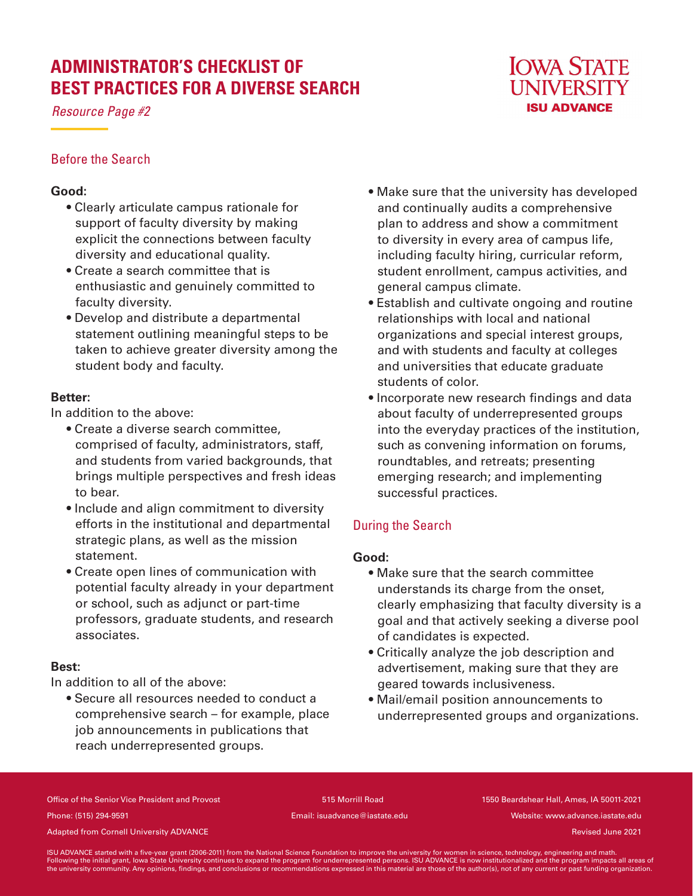# ADMINISTRATOR'S CHECKLIST OF BEST PRACTICES FOR A DIVERSE SEARCH

*Resource Page #2*

IOWA STATE UNIVERSITY
ISU ADVANCE

## Before the Search

**Good:**

- Clearly articulate campus rationale for support of faculty diversity by making explicit the connections between faculty diversity and educational quality.
- Create a search committee that is enthusiastic and genuinely committed to faculty diversity.
- Develop and distribute a departmental statement outlining meaningful steps to be taken to achieve greater diversity among the student body and faculty.

**Better:**

In addition to the above:

- Create a diverse search committee, comprised of faculty, administrators, staff, and students from varied backgrounds, that brings multiple perspectives and fresh ideas to bear.
- Include and align commitment to diversity efforts in the institutional and departmental strategic plans, as well as the mission statement.
- Create open lines of communication with potential faculty already in your department or school, such as adjunct or part-time professors, graduate students, and research associates.

**Best:**

In addition to all of the above:

- Secure all resources needed to conduct a comprehensive search – for example, place job announcements in publications that reach underrepresented groups.
- Make sure that the university has developed and continually audits a comprehensive plan to address and show a commitment to diversity in every area of campus life, including faculty hiring, curricular reform, student enrollment, campus activities, and general campus climate.
- Establish and cultivate ongoing and routine relationships with local and national organizations and special interest groups, and with students and faculty at colleges and universities that educate graduate students of color.
- Incorporate new research findings and data about faculty of underrepresented groups into the everyday practices of the institution, such as convening information on forums, roundtables, and retreats; presenting emerging research; and implementing successful practices.

## During the Search

**Good:**

- Make sure that the search committee understands its charge from the onset, clearly emphasizing that faculty diversity is a goal and that actively seeking a diverse pool of candidates is expected.
- Critically analyze the job description and advertisement, making sure that they are geared towards inclusiveness.
- Mail/email position announcements to underrepresented groups and organizations.

Office of the Senior Vice President and Provost | 515 Morrill Road | 1550 Beardshear Hall, Ames, IA 50011-2021

Phone: (515) 294-9591 | Email: isuadvance@iastate.edu | Website: www.advance.iastate.edu

Adapted from Cornell University ADVANCE | Revised June 2021

ISU ADVANCE started with a five-year grant (2006-2011) from the National Science Foundation to improve the university for women in science, technology, engineering and math. Following the initial grant, Iowa State University continues to expand the program for underrepresented persons. ISU ADVANCE is now institutionalized and the program impacts all areas of the university community. Any opinions, findings, and conclusions or recommendations expressed in this material are those of the author(s), not of any current or past funding organization.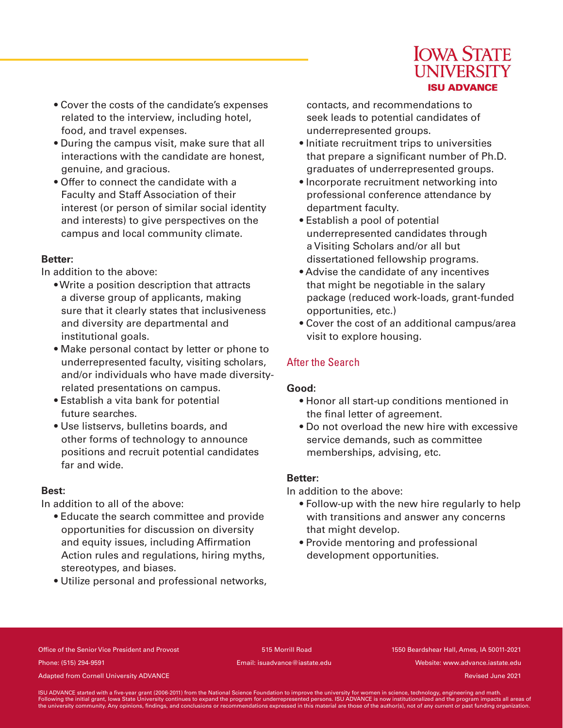- Cover the costs of the candidate's expenses related to the interview, including hotel, food, and travel expenses.
- During the campus visit, make sure that all interactions with the candidate are honest, genuine, and gracious.
- Offer to connect the candidate with a Faculty and Staff Association of their interest (or person of similar social identity and interests) to give perspectives on the campus and local community climate.

**Better:**

In addition to the above:

- Write a position description that attracts a diverse group of applicants, making sure that it clearly states that inclusiveness and diversity are departmental and institutional goals.
- Make personal contact by letter or phone to underrepresented faculty, visiting scholars, and/or individuals who have made diversity-related presentations on campus.
- Establish a vita bank for potential future searches.
- Use listservs, bulletins boards, and other forms of technology to announce positions and recruit potential candidates far and wide.

**Best:**

In addition to all of the above:

- Educate the search committee and provide opportunities for discussion on diversity and equity issues, including Affirmation Action rules and regulations, hiring myths, stereotypes, and biases.
- Utilize personal and professional networks, contacts, and recommendations to seek leads to potential candidates of underrepresented groups.
- Initiate recruitment trips to universities that prepare a significant number of Ph.D. graduates of underrepresented groups.
- Incorporate recruitment networking into professional conference attendance by department faculty.
- Establish a pool of potential underrepresented candidates through a Visiting Scholars and/or all but dissertationed fellowship programs.
- Advise the candidate of any incentives that might be negotiable in the salary package (reduced work-loads, grant-funded opportunities, etc.)
- Cover the cost of an additional campus/area visit to explore housing.

## After the Search

**Good:**

- Honor all start-up conditions mentioned in the final letter of agreement.
- Do not overload the new hire with excessive service demands, such as committee memberships, advising, etc.

**Better:**

In addition to the above:

- Follow-up with the new hire regularly to help with transitions and answer any concerns that might develop.
- Provide mentoring and professional development opportunities.

Office of the Senior Vice President and Provost | 515 Morrill Road | 1550 Beardshear Hall, Ames, IA 50011-2021

Phone: (515) 294-9591 | Email: isuadvance@iastate.edu | Website: www.advance.iastate.edu

Adapted from Cornell University ADVANCE | Revised June 2021

ISU ADVANCE started with a five-year grant (2006-2011) from the National Science Foundation to improve the university for women in science, technology, engineering and math. Following the initial grant, Iowa State University continues to expand the program for underrepresented persons. ISU ADVANCE is now institutionalized and the program impacts all areas of the university community. Any opinions, findings, and conclusions or recommendations expressed in this material are those of the author(s), not of any current or past funding organization.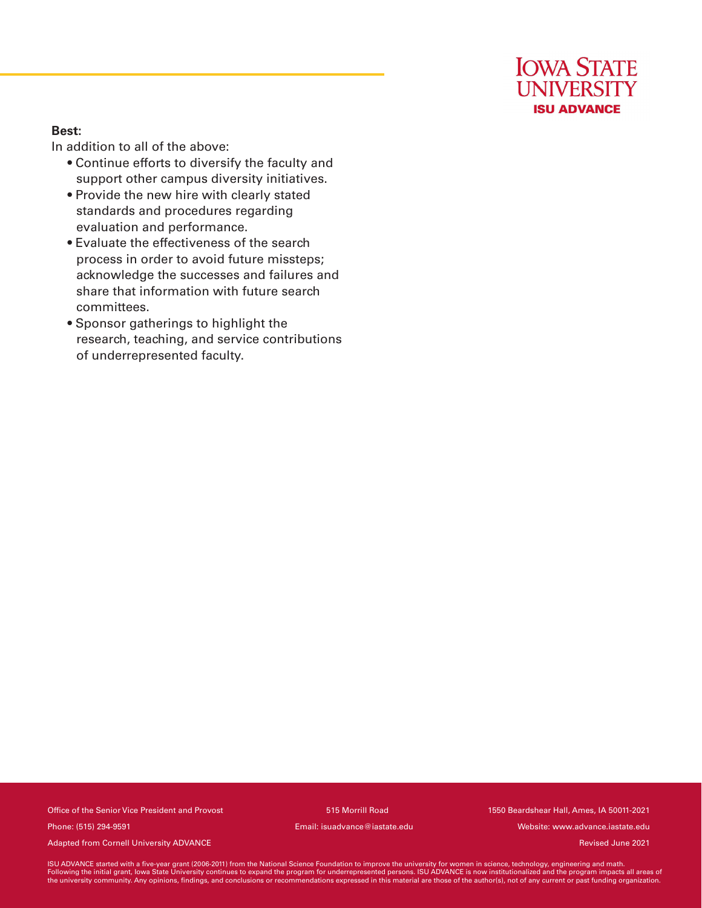**Best:**

In addition to all of the above:

- Continue efforts to diversify the faculty and support other campus diversity initiatives.
- Provide the new hire with clearly stated standards and procedures regarding evaluation and performance.
- Evaluate the effectiveness of the search process in order to avoid future missteps; acknowledge the successes and failures and share that information with future search committees.
- Sponsor gatherings to highlight the research, teaching, and service contributions of underrepresented faculty.

Office of the Senior Vice President and Provost
515 Morrill Road
1550 Beardshear Hall, Ames, IA 50011-2021
Phone: (515) 294-9591
Email: isuadvance@iastate.edu
Website: www.advance.iastate.edu
Adapted from Cornell University ADVANCE
Revised June 2021

ISU ADVANCE started with a five-year grant (2006-2011) from the National Science Foundation to improve the university for women in science, technology, engineering and math. Following the initial grant, Iowa State University continues to expand the program for underrepresented persons. ISU ADVANCE is now institutionalized and the program impacts all areas of the university community. Any opinions, findings, and conclusions or recommendations expressed in this material are those of the author(s), not of any current or past funding organization.